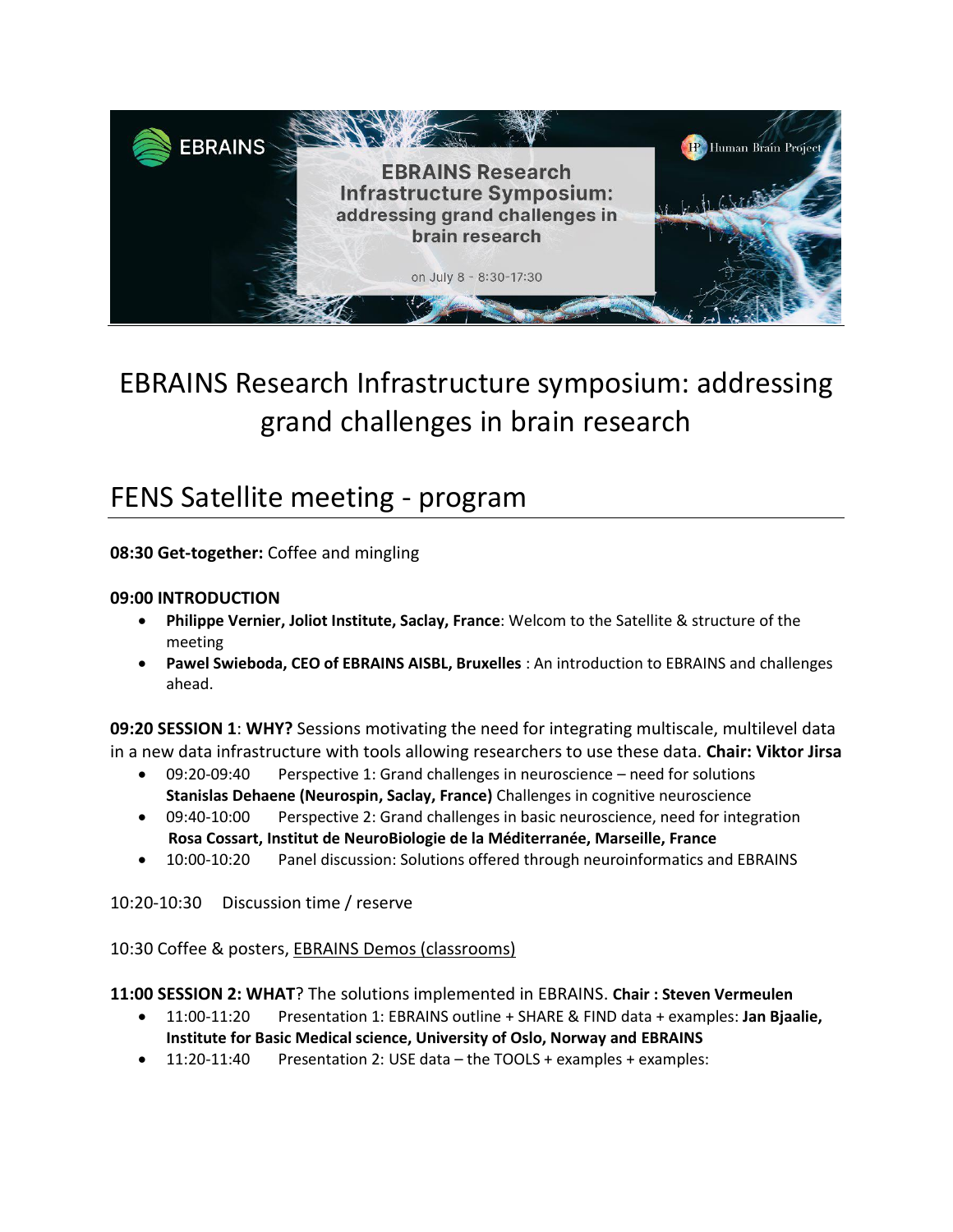# EBRAINS Research Infrastructure symposium: addressing grand challenges in brain research

## FENS Satellite meeting - program

**08:30 Get-together:** Coffee and mingling

**09:00 INTRODUCTION**

- **Philippe Vernier, Joliot Institute, Saclay, France**: Welcom to the Satellite & structure of the meeting
- **Pawel Swieboda, CEO of EBRAINS AISBL, Bruxelles** : An introduction to EBRAINS and challenges ahead.

**09:20 SESSION 1**: **WHY?** Sessions motivating the need for integrating multiscale, multilevel data in a new data infrastructure with tools allowing researchers to use these data. **Chair: Viktor Jirsa**

- 09:20-09:40 Perspective 1: Grand challenges in neuroscience – need for solutions **Stanislas Dehaene (Neurospin, Saclay, France)** Challenges in cognitive neuroscience
- 09:40-10:00 Perspective 2: Grand challenges in basic neuroscience, need for integration **Rosa Cossart, Institut de NeuroBiologie de la Méditerranée, Marseille, France**
- 10:00-10:20 Panel discussion: Solutions offered through neuroinformatics and EBRAINS

10:20-10:30 Discussion time / reserve

10:30 Coffee & posters, EBRAINS Demos (classrooms)

**11:00 SESSION 2: WHAT**? The solutions implemented in EBRAINS. **Chair : Steven Vermeulen**

- 11:00-11:20 Presentation 1: EBRAINS outline + SHARE & FIND data + examples: **Jan Bjaalie, Institute for Basic Medical science, University of Oslo, Norway and EBRAINS**
- 11:20-11:40 Presentation 2: USE data – the TOOLS + examples + examples: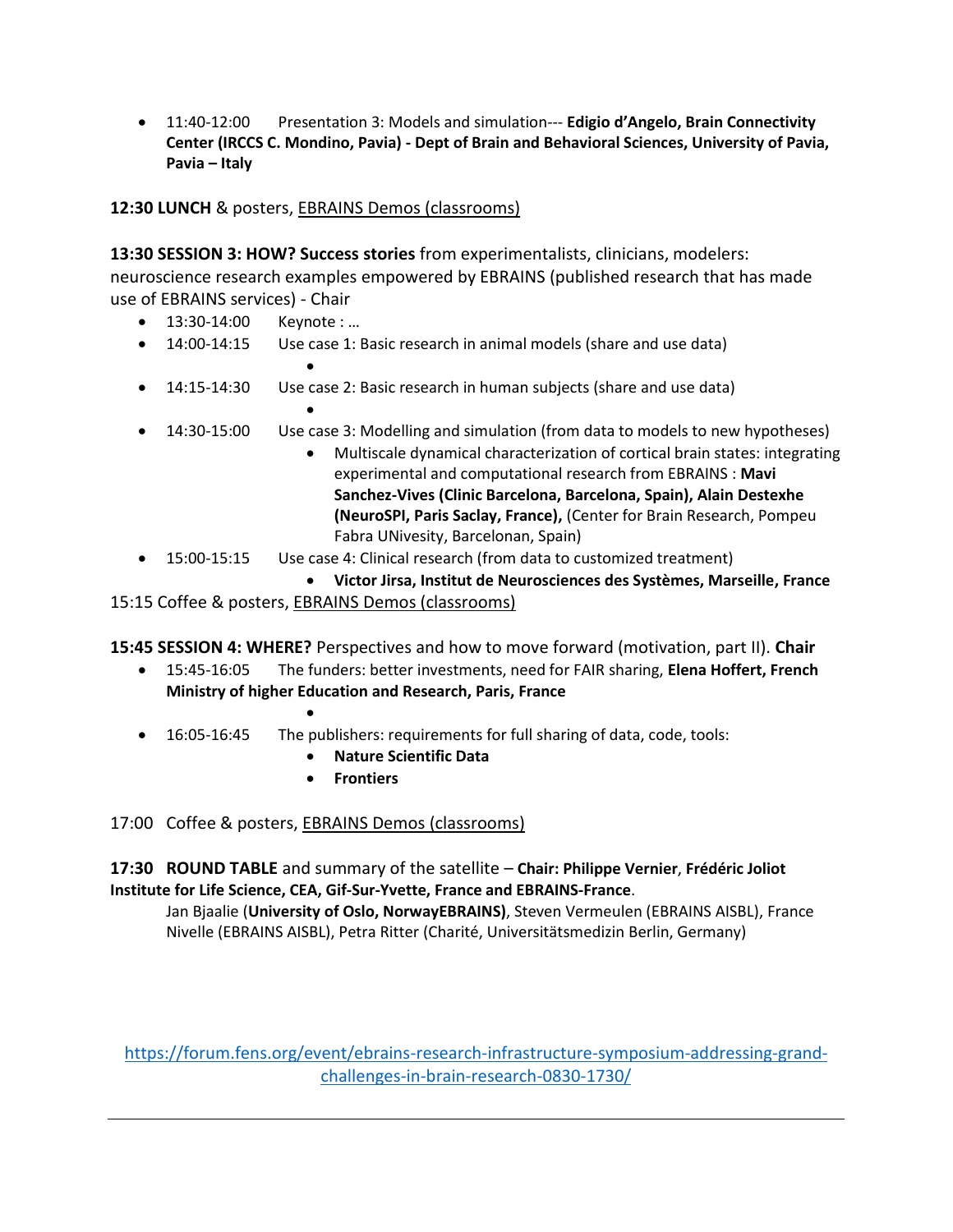- 11:40-12:00 Presentation 3: Models and simulation--- **Edigio d'Angelo, Brain Connectivity Center (IRCCS C. Mondino, Pavia) - Dept of Brain and Behavioral Sciences, University of Pavia, Pavia – Italy**

**12:30 LUNCH** & posters, EBRAINS Demos (classrooms)

**13:30 SESSION 3: HOW? Success stories** from experimentalists, clinicians, modelers: neuroscience research examples empowered by EBRAINS (published research that has made use of EBRAINS services) - Chair

- 13:30-14:00 Keynote : …
- 14:00-14:15 Use case 1: Basic research in animal models (share and use data)
    - 
- 14:15-14:30 Use case 2: Basic research in human subjects (share and use data)
    - 
- 14:30-15:00 Use case 3: Modelling and simulation (from data to models to new hypotheses)
    - Multiscale dynamical characterization of cortical brain states: integrating experimental and computational research from EBRAINS : **Mavi Sanchez-Vives (Clinic Barcelona, Barcelona, Spain), Alain Destexhe (NeuroSPI, Paris Saclay, France),** (Center for Brain Research, Pompeu Fabra UNivesity, Barcelonan, Spain)
- 15:00-15:15 Use case 4: Clinical research (from data to customized treatment)
    - **Victor Jirsa, Institut de Neurosciences des Systèmes, Marseille, France**

15:15 Coffee & posters, EBRAINS Demos (classrooms)

**15:45 SESSION 4: WHERE?** Perspectives and how to move forward (motivation, part II). **Chair**

- 15:45-16:05 The funders: better investments, need for FAIR sharing, **Elena Hoffert, French Ministry of higher Education and Research, Paris, France**
    - 
- 16:05-16:45 The publishers: requirements for full sharing of data, code, tools:
    - **Nature Scientific Data**
    - **Frontiers**

17:00 Coffee & posters, EBRAINS Demos (classrooms)

**17:30 ROUND TABLE** and summary of the satellite – **Chair: Philippe Vernier**, **Frédéric Joliot Institute for Life Science, CEA, Gif-Sur-Yvette, France and EBRAINS-France**.

Jan Bjaalie (**University of Oslo, NorwayEBRAINS)**, Steven Vermeulen (EBRAINS AISBL), France Nivelle (EBRAINS AISBL), Petra Ritter (Charité, Universitätsmedizin Berlin, Germany)

https://forum.fens.org/event/ebrains-research-infrastructure-symposium-addressing-grand-challenges-in-brain-research-0830-1730/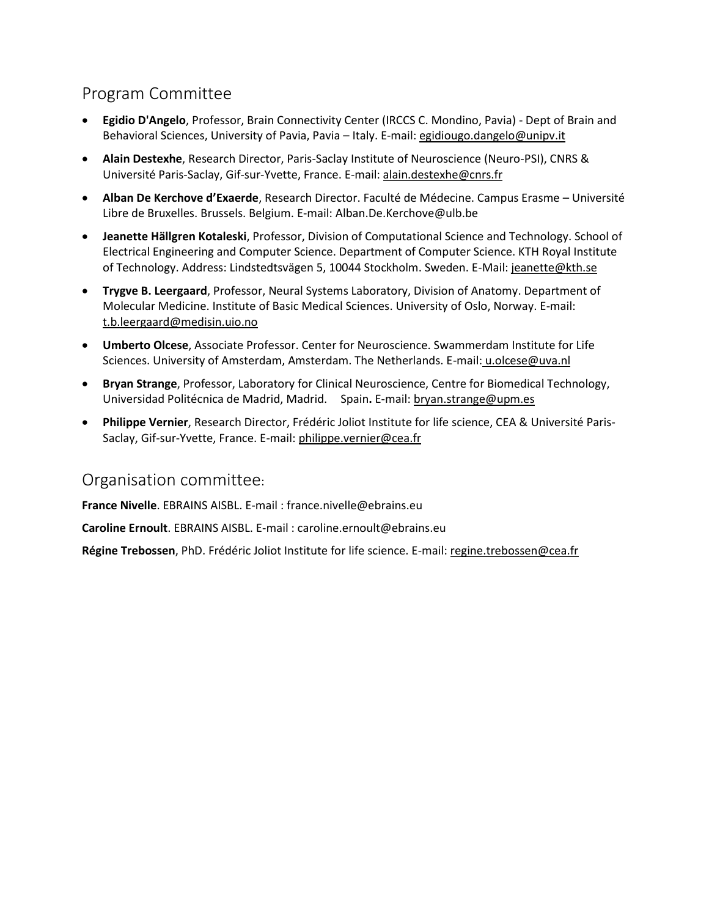## Program Committee

- **Egidio D'Angelo**, Professor, Brain Connectivity Center (IRCCS C. Mondino, Pavia) - Dept of Brain and Behavioral Sciences, University of Pavia, Pavia – Italy. E-mail: egidiougo.dangelo@unipv.it
- **Alain Destexhe**, Research Director, Paris-Saclay Institute of Neuroscience (Neuro-PSI), CNRS & Université Paris-Saclay, Gif-sur-Yvette, France. E-mail: alain.destexhe@cnrs.fr
- **Alban De Kerchove d'Exaerde**, Research Director. Faculté de Médecine. Campus Erasme – Université Libre de Bruxelles. Brussels. Belgium. E-mail: Alban.De.Kerchove@ulb.be
- **Jeanette Hällgren Kotaleski**, Professor, Division of Computational Science and Technology. School of Electrical Engineering and Computer Science. Department of Computer Science. KTH Royal Institute of Technology. Address: Lindstedtsvägen 5, 10044 Stockholm. Sweden. E-Mail: jeanette@kth.se
- **Trygve B. Leergaard**, Professor, Neural Systems Laboratory, Division of Anatomy. Department of Molecular Medicine. Institute of Basic Medical Sciences. University of Oslo, Norway. E-mail: t.b.leergaard@medisin.uio.no
- **Umberto Olcese**, Associate Professor. Center for Neuroscience. Swammerdam Institute for Life Sciences. University of Amsterdam, Amsterdam. The Netherlands. E-mail: u.olcese@uva.nl
- **Bryan Strange**, Professor, Laboratory for Clinical Neuroscience, Centre for Biomedical Technology, Universidad Politécnica de Madrid, Madrid. Spain**.** E-mail: bryan.strange@upm.es
- **Philippe Vernier**, Research Director, Frédéric Joliot Institute for life science, CEA & Université Paris-Saclay, Gif-sur-Yvette, France. E-mail: philippe.vernier@cea.fr

## Organisation committee:

**France Nivelle**. EBRAINS AISBL. E-mail : france.nivelle@ebrains.eu

**Caroline Ernoult**. EBRAINS AISBL. E-mail : caroline.ernoult@ebrains.eu

**Régine Trebossen**, PhD. Frédéric Joliot Institute for life science. E-mail: regine.trebossen@cea.fr